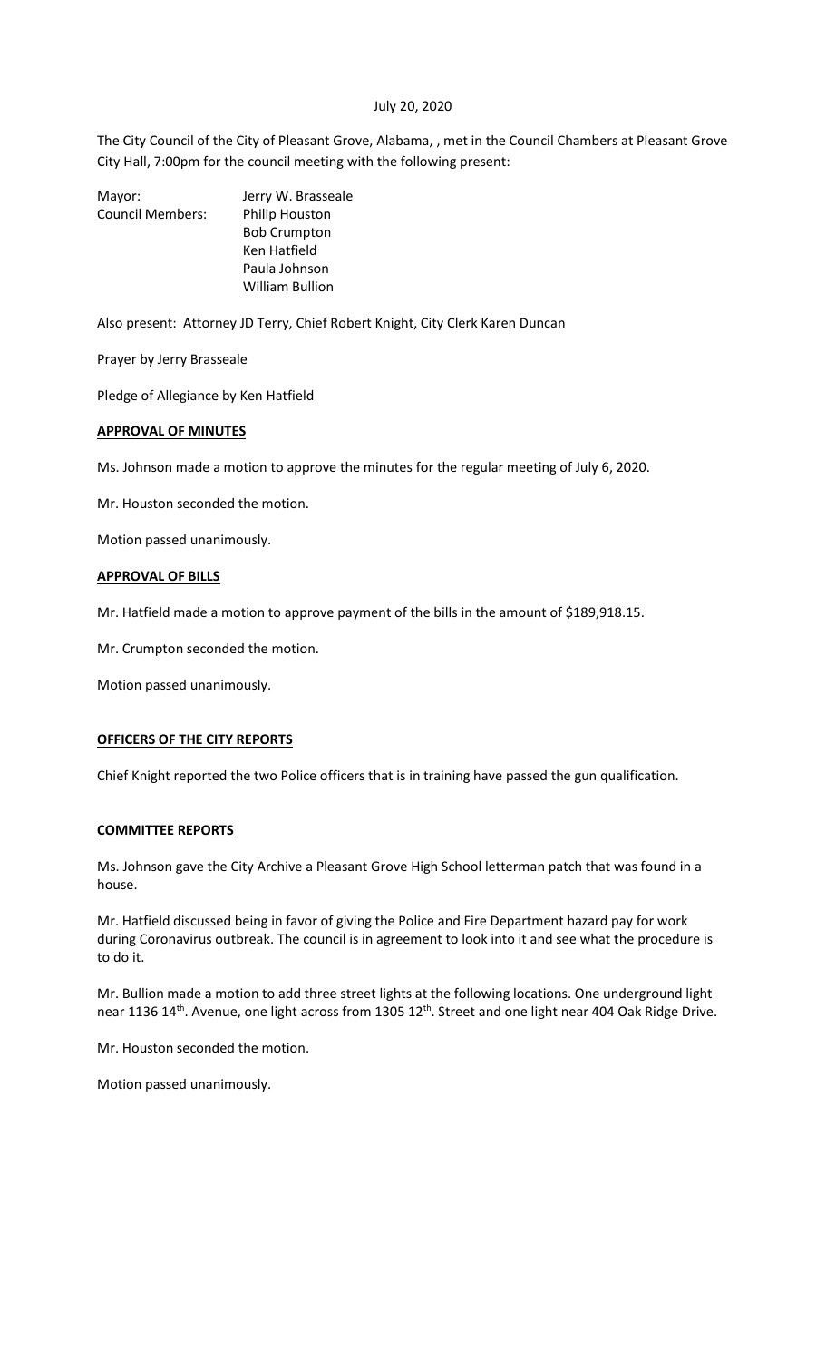July 20, 2020

The City Council of the City of Pleasant Grove, Alabama, , met in the Council Chambers at Pleasant Grove City Hall, 7:00pm for the council meeting with the following present:

Mayor: Jerry W. Brasseale
Council Members: Philip Houston
Bob Crumpton
Ken Hatfield
Paula Johnson
William Bullion

Also present: Attorney JD Terry, Chief Robert Knight, City Clerk Karen Duncan

Prayer by Jerry Brasseale

Pledge of Allegiance by Ken Hatfield

**APPROVAL OF MINUTES**

Ms. Johnson made a motion to approve the minutes for the regular meeting of July 6, 2020.

Mr. Houston seconded the motion.

Motion passed unanimously.

**APPROVAL OF BILLS**

Mr. Hatfield made a motion to approve payment of the bills in the amount of $189,918.15.

Mr. Crumpton seconded the motion.

Motion passed unanimously.

**OFFICERS OF THE CITY REPORTS**

Chief Knight reported the two Police officers that is in training have passed the gun qualification.

**COMMITTEE REPORTS**

Ms. Johnson gave the City Archive a Pleasant Grove High School letterman patch that was found in a house.

Mr. Hatfield discussed being in favor of giving the Police and Fire Department hazard pay for work during Coronavirus outbreak. The council is in agreement to look into it and see what the procedure is to do it.

Mr. Bullion made a motion to add three street lights at the following locations. One underground light near 1136 14th. Avenue, one light across from 1305 12th. Street and one light near 404 Oak Ridge Drive.

Mr. Houston seconded the motion.

Motion passed unanimously.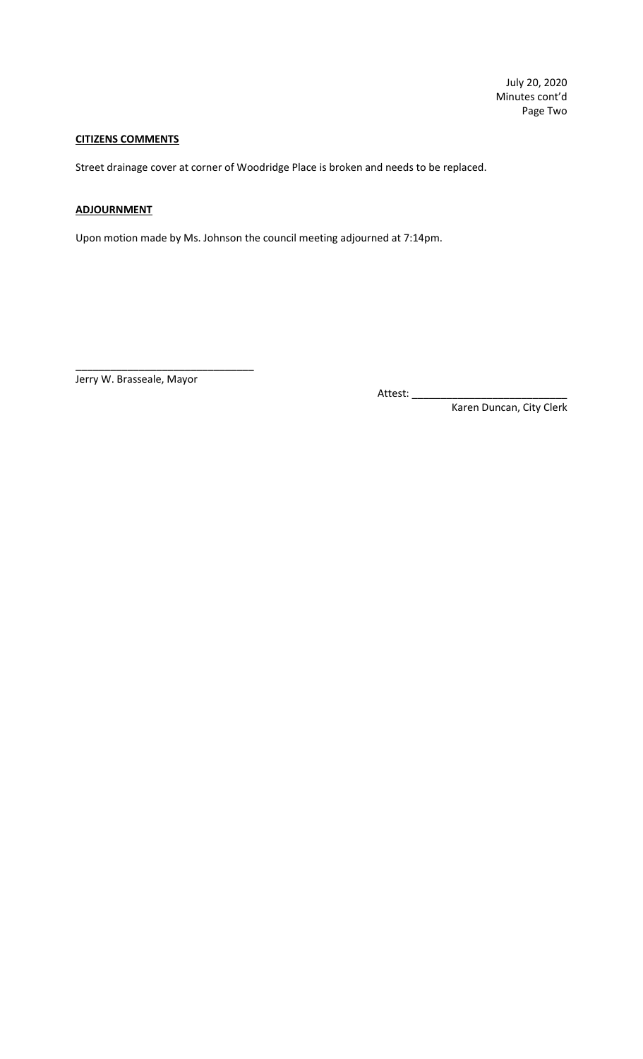July 20, 2020
Minutes cont'd
Page Two

**CITIZENS COMMENTS**

Street drainage cover at corner of Woodridge Place is broken and needs to be replaced.

**ADJOURNMENT**

Upon motion made by Ms. Johnson the council meeting adjourned at 7:14pm.

_______________________________
Jerry W. Brasseale, Mayor

Attest: ___________________________
Karen Duncan, City Clerk